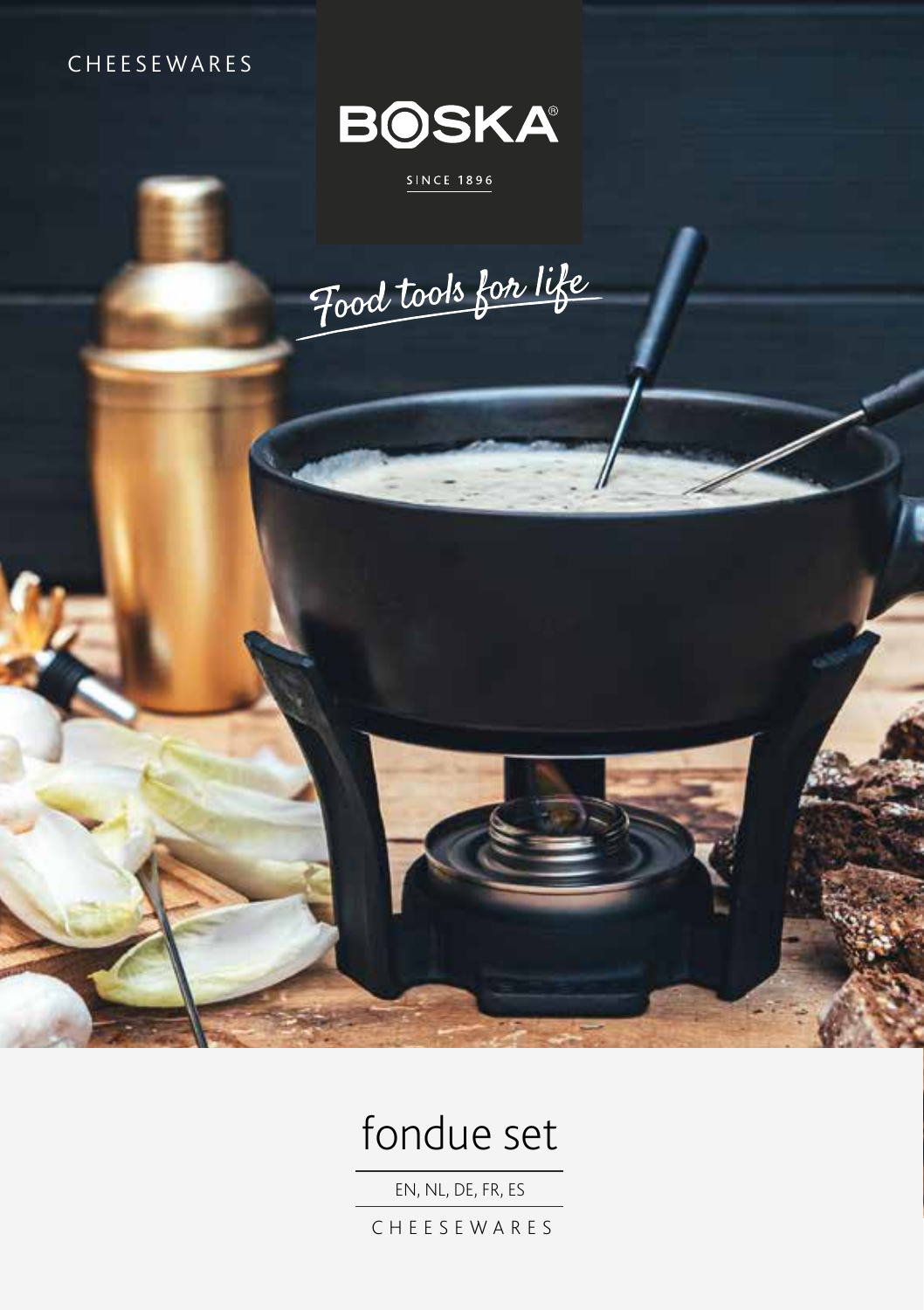CHEESEWARES

# BOSKA®

SINCE 1896

*Food tools for life*

# fondue set

EN, NL, DE, FR, ES

CHEESEWARES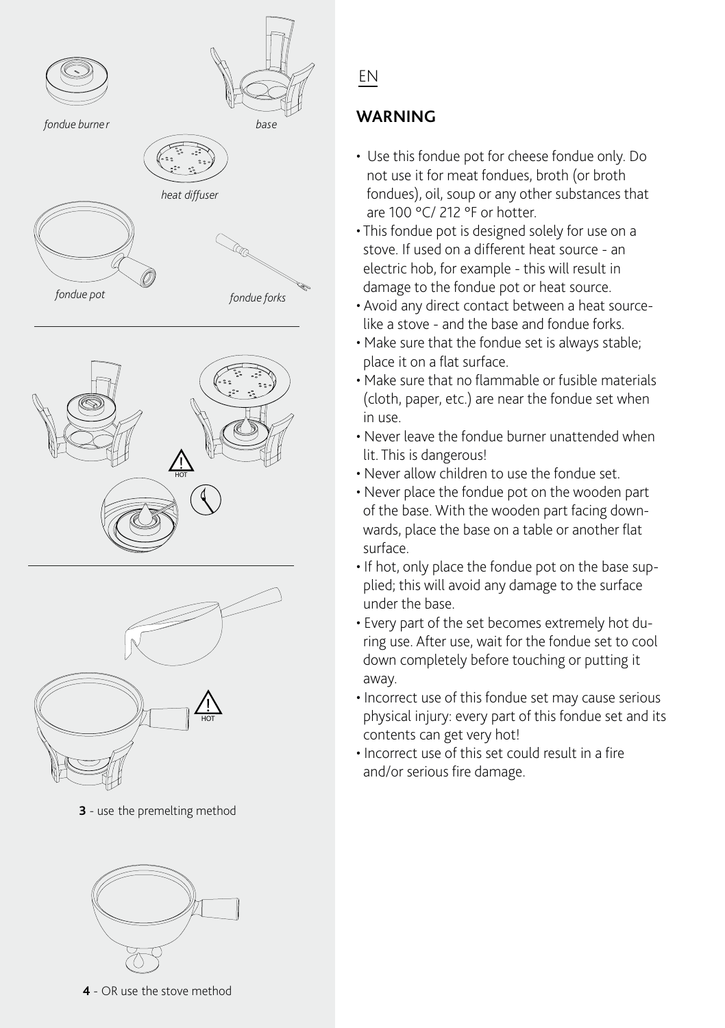*fondue burner*

*base*

*heat diffuser*

*fondue pot*

*fondue forks*

**3** - use the premelting method

**4** - OR use the stove method

EN

## WARNING

- Use this fondue pot for cheese fondue only. Do not use it for meat fondues, broth (or broth fondues), oil, soup or any other substances that are 100 °C/ 212 °F or hotter.
- This fondue pot is designed solely for use on a stove. If used on a different heat source - an electric hob, for example - this will result in damage to the fondue pot or heat source.
- Avoid any direct contact between a heat source- like a stove - and the base and fondue forks.
- Make sure that the fondue set is always stable; place it on a flat surface.
- Make sure that no flammable or fusible materials (cloth, paper, etc.) are near the fondue set when in use.
- Never leave the fondue burner unattended when lit. This is dangerous!
- Never allow children to use the fondue set.
- Never place the fondue pot on the wooden part of the base. With the wooden part facing downwards, place the base on a table or another flat surface.
- If hot, only place the fondue pot on the base supplied; this will avoid any damage to the surface under the base.
- Every part of the set becomes extremely hot during use. After use, wait for the fondue set to cool down completely before touching or putting it away.
- Incorrect use of this fondue set may cause serious physical injury: every part of this fondue set and its contents can get very hot!
- Incorrect use of this set could result in a fire and/or serious fire damage.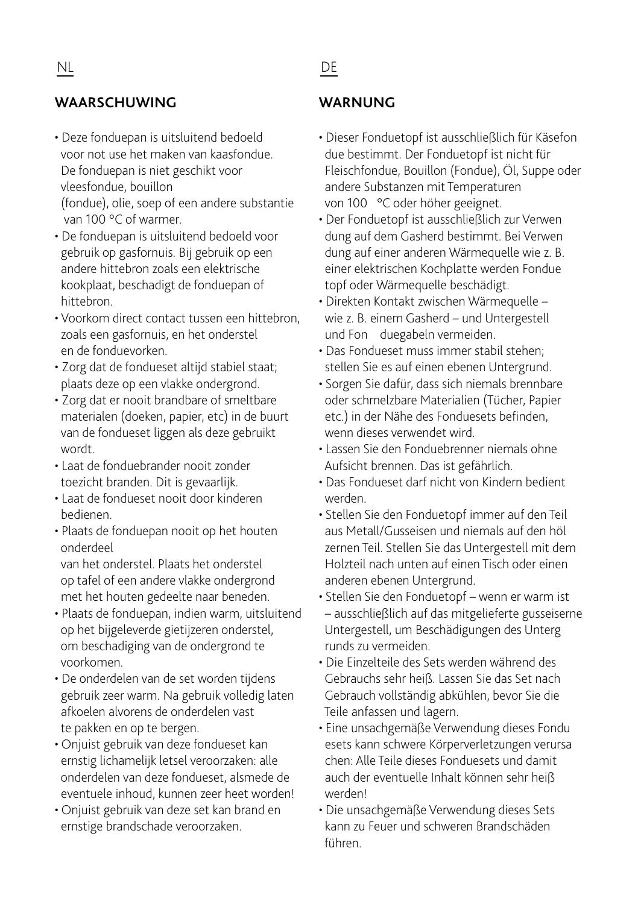NL

## WAARSCHUWING

- Deze fonduepan is uitsluitend bedoeld voor not use het maken van kaasfondue. De fonduepan is niet geschikt voor vleesfondue, bouillon (fondue), olie, soep of een andere substantie van 100 °C of warmer.
- De fonduepan is uitsluitend bedoeld voor gebruik op gasfornuis. Bij gebruik op een andere hittebron zoals een elektrische kookplaat, beschadigt de fonduepan of hittebron.
- Voorkom direct contact tussen een hittebron, zoals een gasfornuis, en het onderstel en de fonduevorken.
- Zorg dat de fondueset altijd stabiel staat; plaats deze op een vlakke ondergrond.
- Zorg dat er nooit brandbare of smeltbare materialen (doeken, papier, etc) in de buurt van de fondueset liggen als deze gebruikt wordt.
- Laat de fonduebrander nooit zonder toezicht branden. Dit is gevaarlijk.
- Laat de fondueset nooit door kinderen bedienen.
- Plaats de fonduepan nooit op het houten onderdeel van het onderstel. Plaats het onderstel op tafel of een andere vlakke ondergrond met het houten gedeelte naar beneden.
- Plaats de fonduepan, indien warm, uitsluitend op het bijgeleverde gietijzeren onderstel, om beschadiging van de ondergrond te voorkomen.
- De onderdelen van de set worden tijdens gebruik zeer warm. Na gebruik volledig laten afkoelen alvorens de onderdelen vast te pakken en op te bergen.
- Onjuist gebruik van deze fondueset kan ernstig lichamelijk letsel veroorzaken: alle onderdelen van deze fondueset, alsmede de eventuele inhoud, kunnen zeer heet worden!
- Onjuist gebruik van deze set kan brand en ernstige brandschade veroorzaken.

DE

## WARNUNG

- Dieser Fonduetopf ist ausschließlich für Käsefon due bestimmt. Der Fonduetopf ist nicht für Fleischfondue, Bouillon (Fondue), Öl, Suppe oder andere Substanzen mit Temperaturen von 100 °C oder höher geeignet.
- Der Fonduetopf ist ausschließlich zur Verwen dung auf dem Gasherd bestimmt. Bei Verwen dung auf einer anderen Wärmequelle wie z. B. einer elektrischen Kochplatte werden Fondue topf oder Wärmequelle beschädigt.
- Direkten Kontakt zwischen Wärmequelle – wie z. B. einem Gasherd – und Untergestell und Fon duegabeln vermeiden.
- Das Fondueset muss immer stabil stehen; stellen Sie es auf einen ebenen Untergrund.
- Sorgen Sie dafür, dass sich niemals brennbare oder schmelzbare Materialien (Tücher, Papier etc.) in der Nähe des Fonduesets befinden, wenn dieses verwendet wird.
- Lassen Sie den Fonduebrenner niemals ohne Aufsicht brennen. Das ist gefährlich.
- Das Fondueset darf nicht von Kindern bedient werden.
- Stellen Sie den Fonduetopf immer auf den Teil aus Metall/Gusseisen und niemals auf den höl zernen Teil. Stellen Sie das Untergestell mit dem Holzteil nach unten auf einen Tisch oder einen anderen ebenen Untergrund.
- Stellen Sie den Fonduetopf – wenn er warm ist – ausschließlich auf das mitgelieferte gusseiserne Untergestell, um Beschädigungen des Unterg runds zu vermeiden.
- Die Einzelteile des Sets werden während des Gebrauchs sehr heiß. Lassen Sie das Set nach Gebrauch vollständig abkühlen, bevor Sie die Teile anfassen und lagern.
- Eine unsachgemäße Verwendung dieses Fondu esets kann schwere Körperverletzungen verursa chen: Alle Teile dieses Fonduesets und damit auch der eventuelle Inhalt können sehr heiß werden!
- Die unsachgemäße Verwendung dieses Sets kann zu Feuer und schweren Brandschäden führen.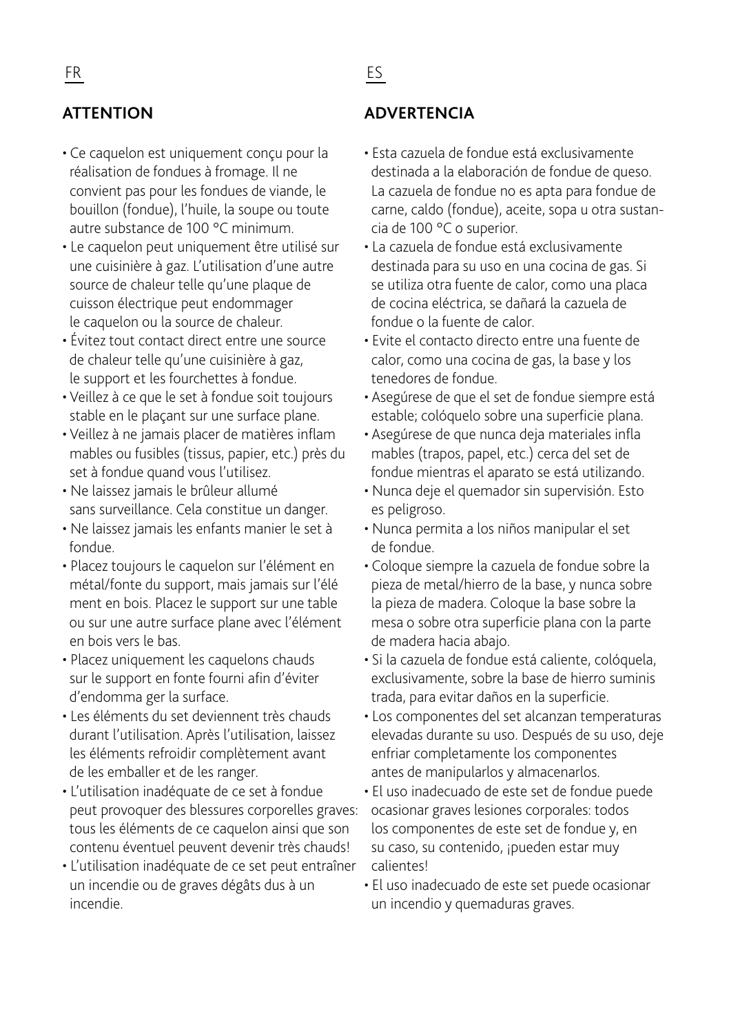FR

## ATTENTION

- Ce caquelon est uniquement conçu pour la réalisation de fondues à fromage. Il ne convient pas pour les fondues de viande, le bouillon (fondue), l'huile, la soupe ou toute autre substance de 100 °C minimum.
- Le caquelon peut uniquement être utilisé sur une cuisinière à gaz. L'utilisation d'une autre source de chaleur telle qu'une plaque de cuisson électrique peut endommager le caquelon ou la source de chaleur.
- Évitez tout contact direct entre une source de chaleur telle qu'une cuisinière à gaz, le support et les fourchettes à fondue.
- Veillez à ce que le set à fondue soit toujours stable en le plaçant sur une surface plane.
- Veillez à ne jamais placer de matières inflam mables ou fusibles (tissus, papier, etc.) près du set à fondue quand vous l'utilisez.
- Ne laissez jamais le brûleur allumé sans surveillance. Cela constitue un danger.
- Ne laissez jamais les enfants manier le set à fondue.
- Placez toujours le caquelon sur l'élément en métal/fonte du support, mais jamais sur l'élé ment en bois. Placez le support sur une table ou sur une autre surface plane avec l'élément en bois vers le bas.
- Placez uniquement les caquelons chauds sur le support en fonte fourni afin d'éviter d'endomma ger la surface.
- Les éléments du set deviennent très chauds durant l'utilisation. Après l'utilisation, laissez les éléments refroidir complètement avant de les emballer et de les ranger.
- L'utilisation inadéquate de ce set à fondue peut provoquer des blessures corporelles graves: tous les éléments de ce caquelon ainsi que son contenu éventuel peuvent devenir très chauds!
- L'utilisation inadéquate de ce set peut entraîner un incendie ou de graves dégâts dus à un incendie.

ES

## ADVERTENCIA

- Esta cazuela de fondue está exclusivamente destinada a la elaboración de fondue de queso. La cazuela de fondue no es apta para fondue de carne, caldo (fondue), aceite, sopa u otra sustancia de 100 °C o superior.
- La cazuela de fondue está exclusivamente destinada para su uso en una cocina de gas. Si se utiliza otra fuente de calor, como una placa de cocina eléctrica, se dañará la cazuela de fondue o la fuente de calor.
- Evite el contacto directo entre una fuente de calor, como una cocina de gas, la base y los tenedores de fondue.
- Asegúrese de que el set de fondue siempre está estable; colóquelo sobre una superficie plana.
- Asegúrese de que nunca deja materiales infla mables (trapos, papel, etc.) cerca del set de fondue mientras el aparato se está utilizando.
- Nunca deje el quemador sin supervisión. Esto es peligroso.
- Nunca permita a los niños manipular el set de fondue.
- Coloque siempre la cazuela de fondue sobre la pieza de metal/hierro de la base, y nunca sobre la pieza de madera. Coloque la base sobre la mesa o sobre otra superficie plana con la parte de madera hacia abajo.
- Si la cazuela de fondue está caliente, colóquela, exclusivamente, sobre la base de hierro suminis trada, para evitar daños en la superficie.
- Los componentes del set alcanzan temperaturas elevadas durante su uso. Después de su uso, deje enfriar completamente los componentes antes de manipularlos y almacenarlos.
- El uso inadecuado de este set de fondue puede ocasionar graves lesiones corporales: todos los componentes de este set de fondue y, en su caso, su contenido, ¡pueden estar muy calientes!
- El uso inadecuado de este set puede ocasionar un incendio y quemaduras graves.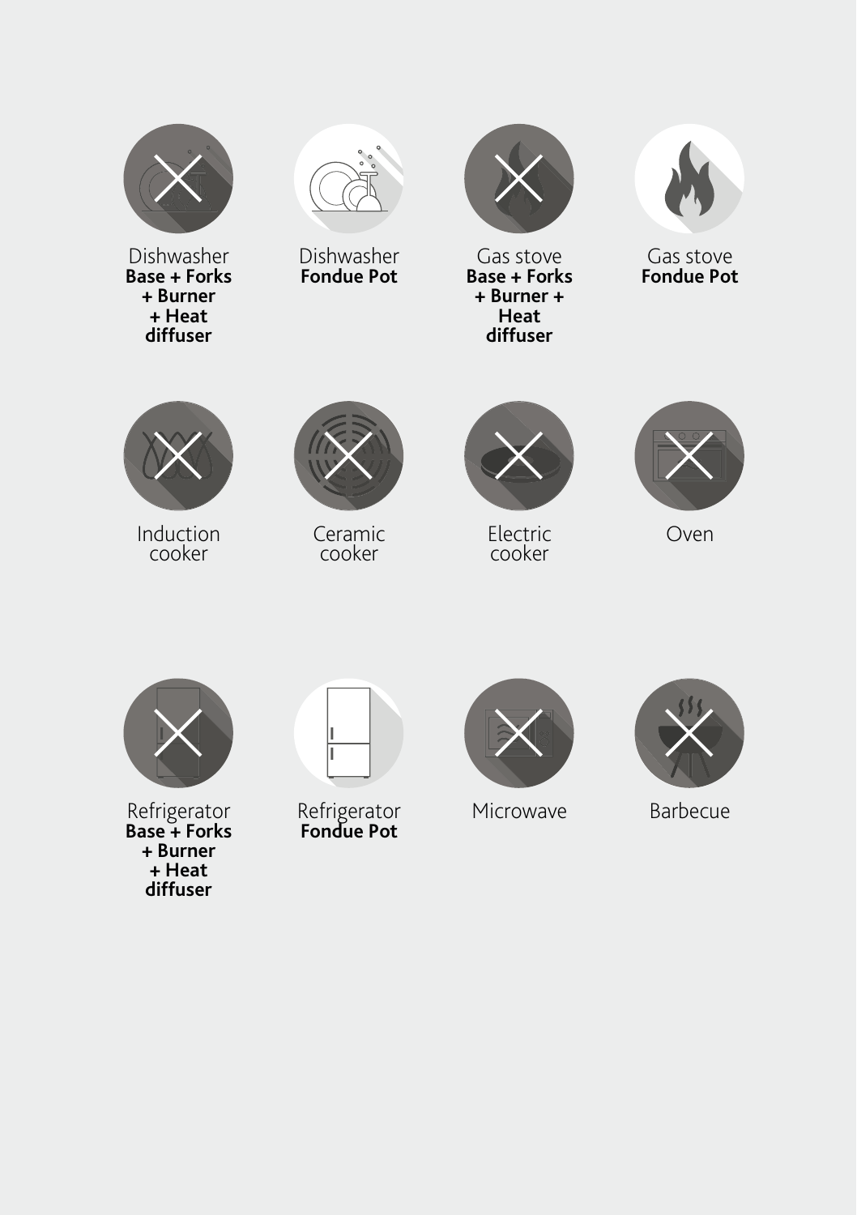Dishwasher
**Base + Forks + Burner + Heat diffuser**

Dishwasher
**Fondue Pot**

Gas stove
**Base + Forks + Burner + Heat diffuser**

Gas stove
**Fondue Pot**

Induction cooker

Ceramic cooker

Electric cooker

Oven

Refrigerator
**Base + Forks + Burner + Heat diffuser**

Refrigerator
**Fondue Pot**

Microwave

Barbecue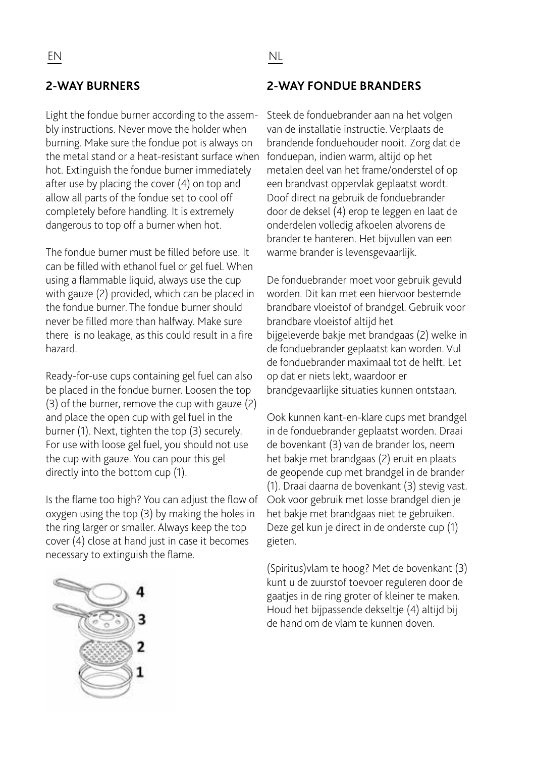EN

## 2-WAY BURNERS

Light the fondue burner according to the assembly instructions. Never move the holder when burning. Make sure the fondue pot is always on the metal stand or a heat-resistant surface when hot. Extinguish the fondue burner immediately after use by placing the cover (4) on top and allow all parts of the fondue set to cool off completely before handling. It is extremely dangerous to top off a burner when hot.

The fondue burner must be filled before use. It can be filled with ethanol fuel or gel fuel. When using a flammable liquid, always use the cup with gauze (2) provided, which can be placed in the fondue burner. The fondue burner should never be filled more than halfway. Make sure there is no leakage, as this could result in a fire hazard.

Ready-for-use cups containing gel fuel can also be placed in the fondue burner. Loosen the top (3) of the burner, remove the cup with gauze (2) and place the open cup with gel fuel in the burner (1). Next, tighten the top (3) securely. For use with loose gel fuel, you should not use the cup with gauze. You can pour this gel directly into the bottom cup (1).

Is the flame too high? You can adjust the flow of oxygen using the top (3) by making the holes in the ring larger or smaller. Always keep the top cover (4) close at hand just in case it becomes necessary to extinguish the flame.

4
3
2
1

NL

## 2-WAY FONDUE BRANDERS

Steek de fonduebrander aan na het volgen van de installatie instructie. Verplaats de brandende fonduehouder nooit. Zorg dat de fonduepan, indien warm, altijd op het metalen deel van het frame/onderstel of op een brandvast oppervlak geplaatst wordt. Doof direct na gebruik de fonduebrander door de deksel (4) erop te leggen en laat de onderdelen volledig afkoelen alvorens de brander te hanteren. Het bijvullen van een warme brander is levensgevaarlijk.

De fonduebrander moet voor gebruik gevuld worden. Dit kan met een hiervoor bestemde brandbare vloeistof of brandgel. Gebruik voor brandbare vloeistof altijd het bijgeleverde bakje met brandgaas (2) welke in de fonduebrander geplaatst kan worden. Vul de fonduebrander maximaal tot de helft. Let op dat er niets lekt, waardoor er brandgevaarlijke situaties kunnen ontstaan.

Ook kunnen kant-en-klare cups met brandgel in de fonduebrander geplaatst worden. Draai de bovenkant (3) van de brander los, neem het bakje met brandgaas (2) eruit en plaats de geopende cup met brandgel in de brander (1). Draai daarna de bovenkant (3) stevig vast. Ook voor gebruik met losse brandgel dien je het bakje met brandgaas niet te gebruiken. Deze gel kun je direct in de onderste cup (1) gieten.

(Spiritus)vlam te hoog? Met de bovenkant (3) kunt u de zuurstof toevoer reguleren door de gaatjes in de ring groter of kleiner te maken. Houd het bijpassende dekseltje (4) altijd bij de hand om de vlam te kunnen doven.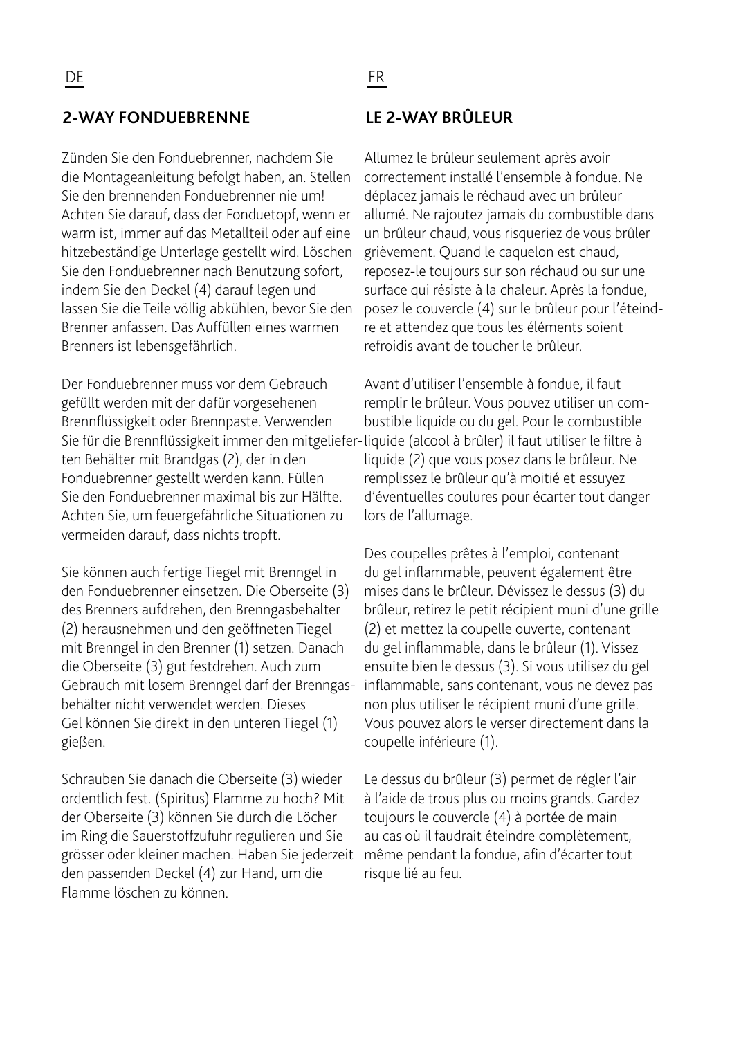DE

## 2-WAY FONDUEBRENNE

Zünden Sie den Fonduebrenner, nachdem Sie die Montageanleitung befolgt haben, an. Stellen Sie den brennenden Fonduebrenner nie um! Achten Sie darauf, dass der Fonduetopf, wenn er warm ist, immer auf das Metallteil oder auf eine hitzebeständige Unterlage gestellt wird. Löschen Sie den Fonduebrenner nach Benutzung sofort, indem Sie den Deckel (4) darauf legen und lassen Sie die Teile völlig abkühlen, bevor Sie den Brenner anfassen. Das Auffüllen eines warmen Brenners ist lebensgefährlich.

Der Fonduebrenner muss vor dem Gebrauch gefüllt werden mit der dafür vorgesehenen Brennflüssigkeit oder Brennpaste. Verwenden Sie für die Brennflüssigkeit immer den mitgelieferten Behälter mit Brandgas (2), der in den Fonduebrenner gestellt werden kann. Füllen Sie den Fonduebrenner maximal bis zur Hälfte. Achten Sie, um feuergefährliche Situationen zu vermeiden darauf, dass nichts tropft.

Sie können auch fertige Tiegel mit Brenngel in den Fonduebrenner einsetzen. Die Oberseite (3) des Brenners aufdrehen, den Brenngasbehälter (2) herausnehmen und den geöffneten Tiegel mit Brenngel in den Brenner (1) setzen. Danach die Oberseite (3) gut festdrehen. Auch zum Gebrauch mit losem Brenngel darf der Brenngasbehälter nicht verwendet werden. Dieses Gel können Sie direkt in den unteren Tiegel (1) gießen.

Schrauben Sie danach die Oberseite (3) wieder ordentlich fest. (Spiritus) Flamme zu hoch? Mit der Oberseite (3) können Sie durch die Löcher im Ring die Sauerstoffzufuhr regulieren und Sie grösser oder kleiner machen. Haben Sie jederzeit den passenden Deckel (4) zur Hand, um die Flamme löschen zu können.

FR

## LE 2-WAY BRÛLEUR

Allumez le brûleur seulement après avoir correctement installé l'ensemble à fondue. Ne déplacez jamais le réchaud avec un brûleur allumé. Ne rajoutez jamais du combustible dans un brûleur chaud, vous risqueriez de vous brûler grièvement. Quand le caquelon est chaud, reposez-le toujours sur son réchaud ou sur une surface qui résiste à la chaleur. Après la fondue, posez le couvercle (4) sur le brûleur pour l'éteindre et attendez que tous les éléments soient refroidis avant de toucher le brûleur.

Avant d'utiliser l'ensemble à fondue, il faut remplir le brûleur. Vous pouvez utiliser un combustible liquide ou du gel. Pour le combustible liquide (alcool à brûler) il faut utiliser le filtre à liquide (2) que vous posez dans le brûleur. Ne remplissez le brûleur qu'à moitié et essuyez d'éventuelles coulures pour écarter tout danger lors de l'allumage.

Des coupelles prêtes à l'emploi, contenant du gel inflammable, peuvent également être mises dans le brûleur. Dévissez le dessus (3) du brûleur, retirez le petit récipient muni d'une grille (2) et mettez la coupelle ouverte, contenant du gel inflammable, dans le brûleur (1). Vissez ensuite bien le dessus (3). Si vous utilisez du gel inflammable, sans contenant, vous ne devez pas non plus utiliser le récipient muni d'une grille. Vous pouvez alors le verser directement dans la coupelle inférieure (1).

Le dessus du brûleur (3) permet de régler l'air à l'aide de trous plus ou moins grands. Gardez toujours le couvercle (4) à portée de main au cas où il faudrait éteindre complètement, même pendant la fondue, afin d'écarter tout risque lié au feu.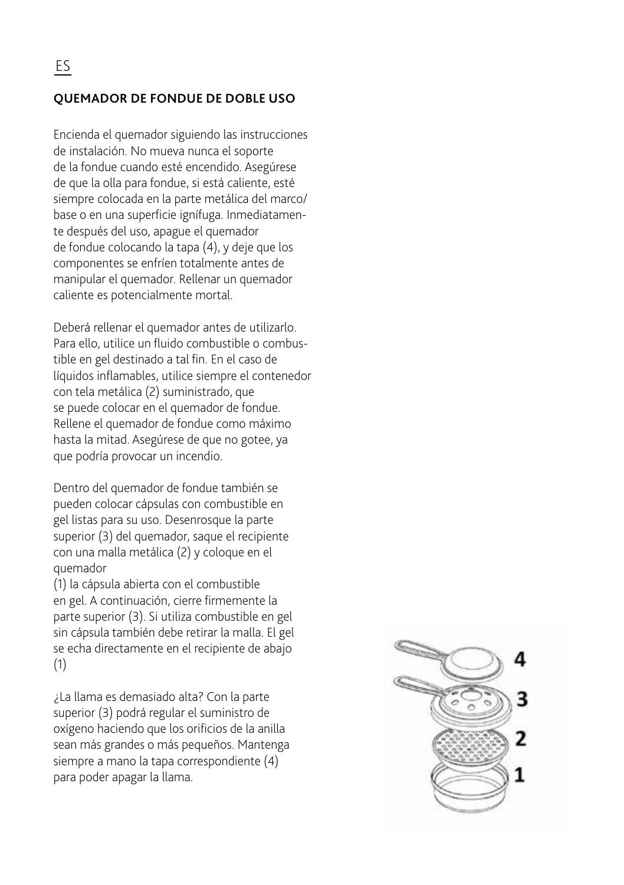ES

## QUEMADOR DE FONDUE DE DOBLE USO

Encienda el quemador siguiendo las instrucciones de instalación. No mueva nunca el soporte de la fondue cuando esté encendido. Asegúrese de que la olla para fondue, si está caliente, esté siempre colocada en la parte metálica del marco/base o en una superficie ignífuga. Inmediatamente después del uso, apague el quemador de fondue colocando la tapa (4), y deje que los componentes se enfríen totalmente antes de manipular el quemador. Rellenar un quemador caliente es potencialmente mortal.

Deberá rellenar el quemador antes de utilizarlo. Para ello, utilice un fluido combustible o combustible en gel destinado a tal fin. En el caso de líquidos inflamables, utilice siempre el contenedor con tela metálica (2) suministrado, que se puede colocar en el quemador de fondue. Rellene el quemador de fondue como máximo hasta la mitad. Asegúrese de que no gotee, ya que podría provocar un incendio.

Dentro del quemador de fondue también se pueden colocar cápsulas con combustible en gel listas para su uso. Desenrosque la parte superior (3) del quemador, saque el recipiente con una malla metálica (2) y coloque en el quemador
(1) la cápsula abierta con el combustible en gel. A continuación, cierre firmemente la parte superior (3). Si utiliza combustible en gel sin cápsula también debe retirar la malla. El gel se echa directamente en el recipiente de abajo (1)

¿La llama es demasiado alta? Con la parte superior (3) podrá regular el suministro de oxígeno haciendo que los orificios de la anilla sean más grandes o más pequeños. Mantenga siempre a mano la tapa correspondiente (4) para poder apagar la llama.

4
3
2
1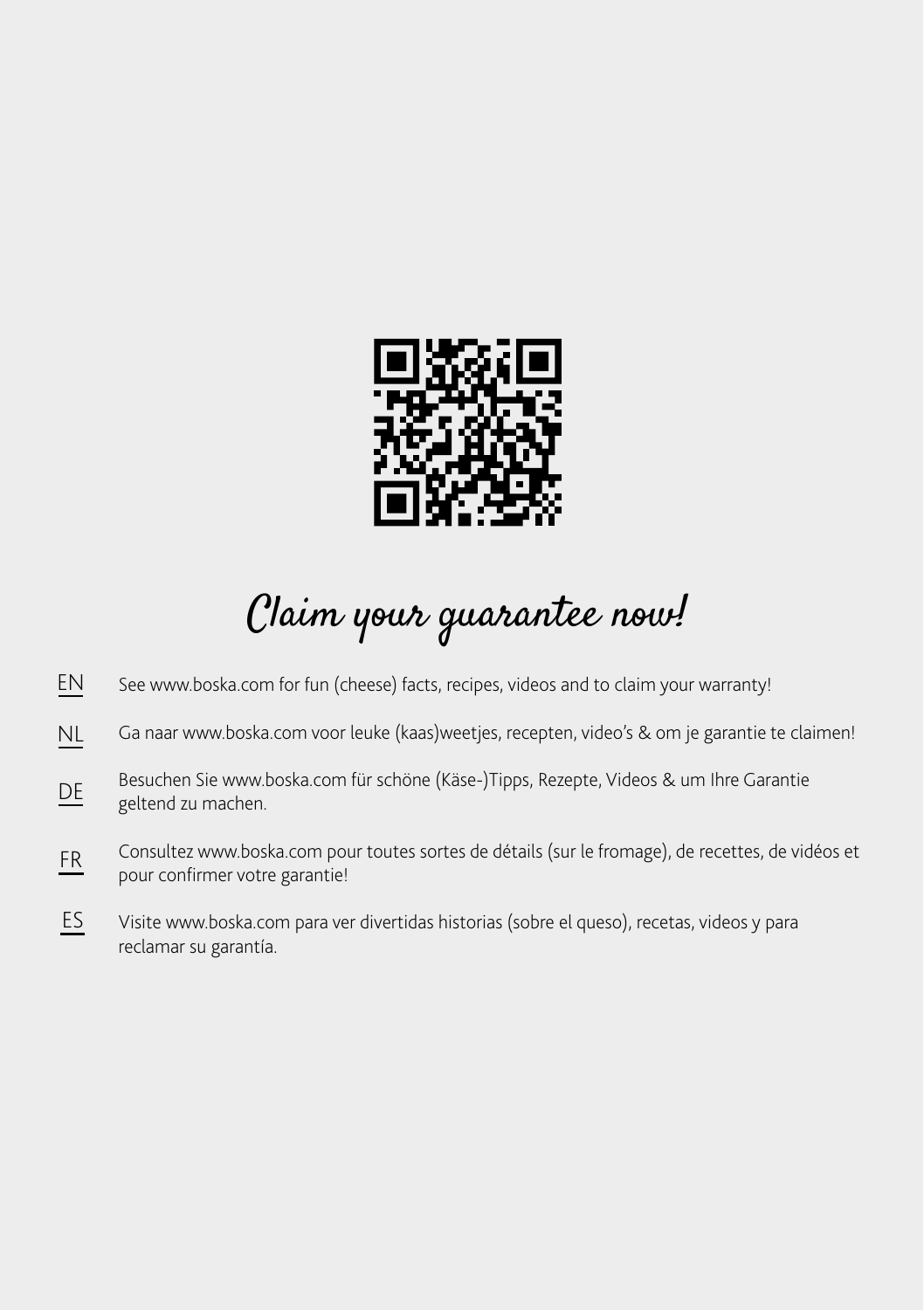# Claim your guarantee now!

**EN** See www.boska.com for fun (cheese) facts, recipes, videos and to claim your warranty!

**NL** Ga naar www.boska.com voor leuke (kaas)weetjes, recepten, video's & om je garantie te claimen!

**DE** Besuchen Sie www.boska.com für schöne (Käse-)Tipps, Rezepte, Videos & um Ihre Garantie geltend zu machen.

**FR** Consultez www.boska.com pour toutes sortes de détails (sur le fromage), de recettes, de vidéos et pour confirmer votre garantie!

**ES** Visite www.boska.com para ver divertidas historias (sobre el queso), recetas, videos y para reclamar su garantía.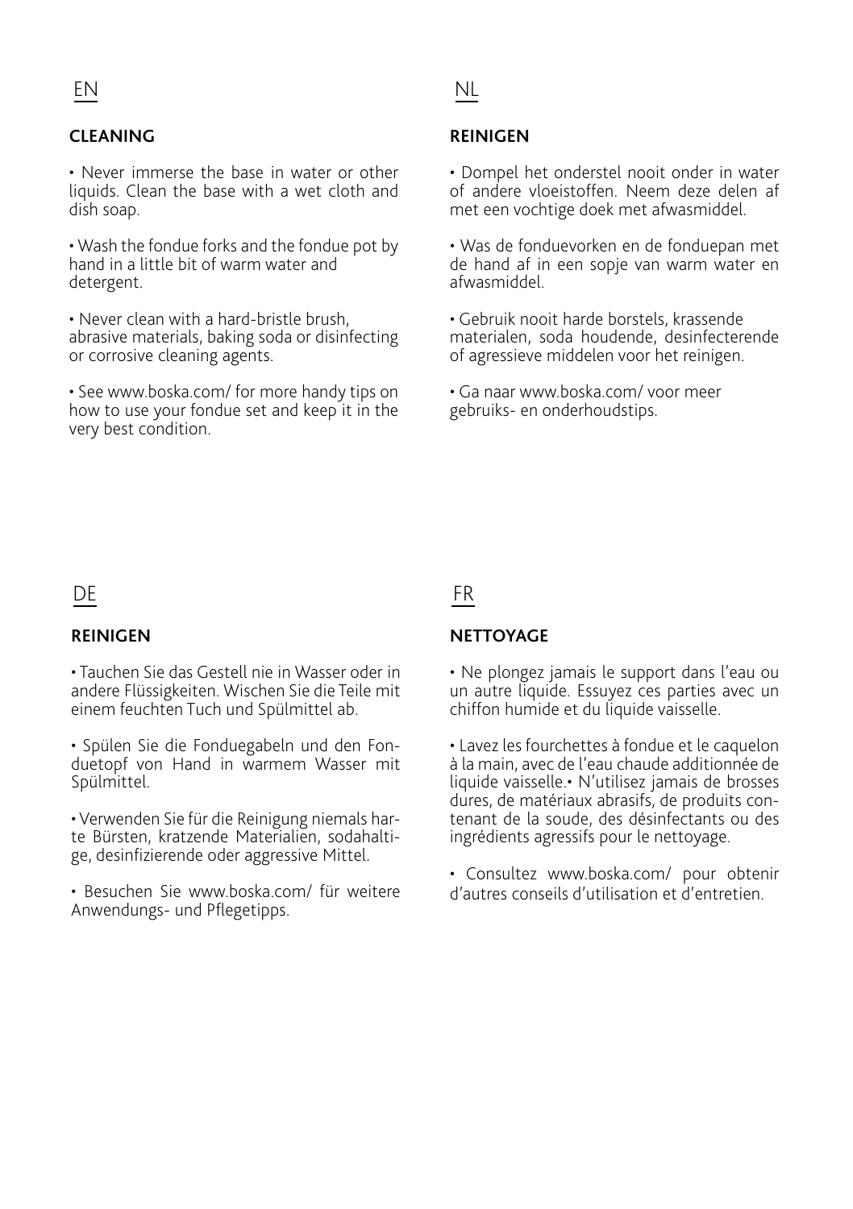EN

## CLEANING

• Never immerse the base in water or other liquids. Clean the base with a wet cloth and dish soap.

• Wash the fondue forks and the fondue pot by hand in a little bit of warm water and detergent.

• Never clean with a hard-bristle brush, abrasive materials, baking soda or disinfecting or corrosive cleaning agents.

• See www.boska.com/ for more handy tips on how to use your fondue set and keep it in the very best condition.

NL

## REINIGEN

• Dompel het onderstel nooit onder in water of andere vloeistoffen. Neem deze delen af met een vochtige doek met afwasmiddel.

• Was de fonduevorken en de fonduepan met de hand af in een sopje van warm water en afwasmiddel.

• Gebruik nooit harde borstels, krassende materialen, soda houdende, desinfecterende of agressieve middelen voor het reinigen.

• Ga naar www.boska.com/ voor meer gebruiks- en onderhoudstips.

DE

## REINIGEN

• Tauchen Sie das Gestell nie in Wasser oder in andere Flüssigkeiten. Wischen Sie die Teile mit einem feuchten Tuch und Spülmittel ab.

• Spülen Sie die Fonduegabeln und den Fonduetopf von Hand in warmem Wasser mit Spülmittel.

• Verwenden Sie für die Reinigung niemals harte Bürsten, kratzende Materialien, sodahaltige, desinfizierende oder aggressive Mittel.

• Besuchen Sie www.boska.com/ für weitere Anwendungs- und Pflegetipps.

FR

## NETTOYAGE

• Ne plongez jamais le support dans l'eau ou un autre liquide. Essuyez ces parties avec un chiffon humide et du liquide vaisselle.

• Lavez les fourchettes à fondue et le caquelon à la main, avec de l'eau chaude additionnée de liquide vaisselle.• N'utilisez jamais de brosses dures, de matériaux abrasifs, de produits contenant de la soude, des désinfectants ou des ingrédients agressifs pour le nettoyage.

• Consultez www.boska.com/ pour obtenir d'autres conseils d'utilisation et d'entretien.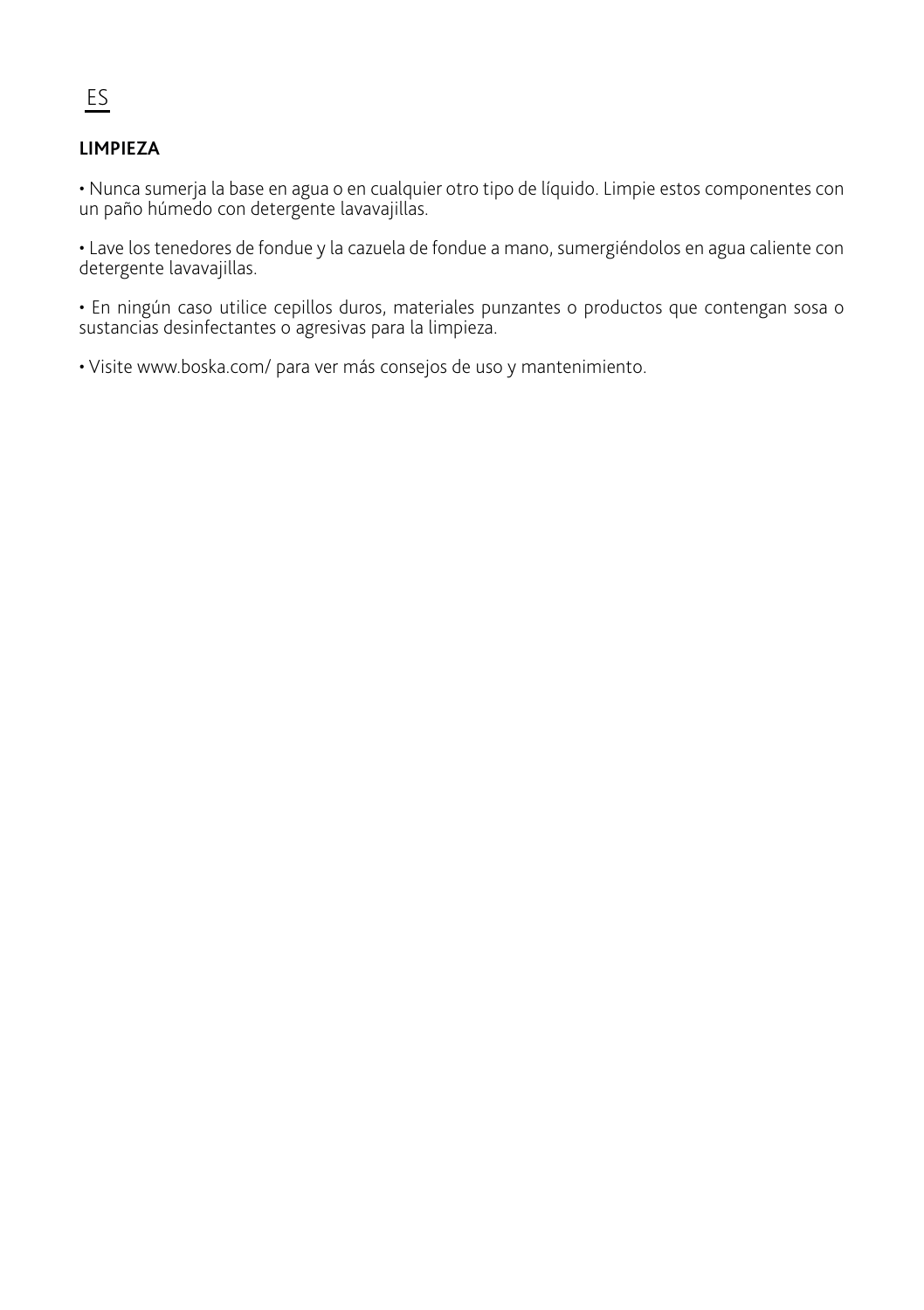ES

**LIMPIEZA**

• Nunca sumerja la base en agua o en cualquier otro tipo de líquido. Limpie estos componentes con un paño húmedo con detergente lavavajillas.

• Lave los tenedores de fondue y la cazuela de fondue a mano, sumergiéndolos en agua caliente con detergente lavavajillas.

• En ningún caso utilice cepillos duros, materiales punzantes o productos que contengan sosa o sustancias desinfectantes o agresivas para la limpieza.

• Visite www.boska.com/ para ver más consejos de uso y mantenimiento.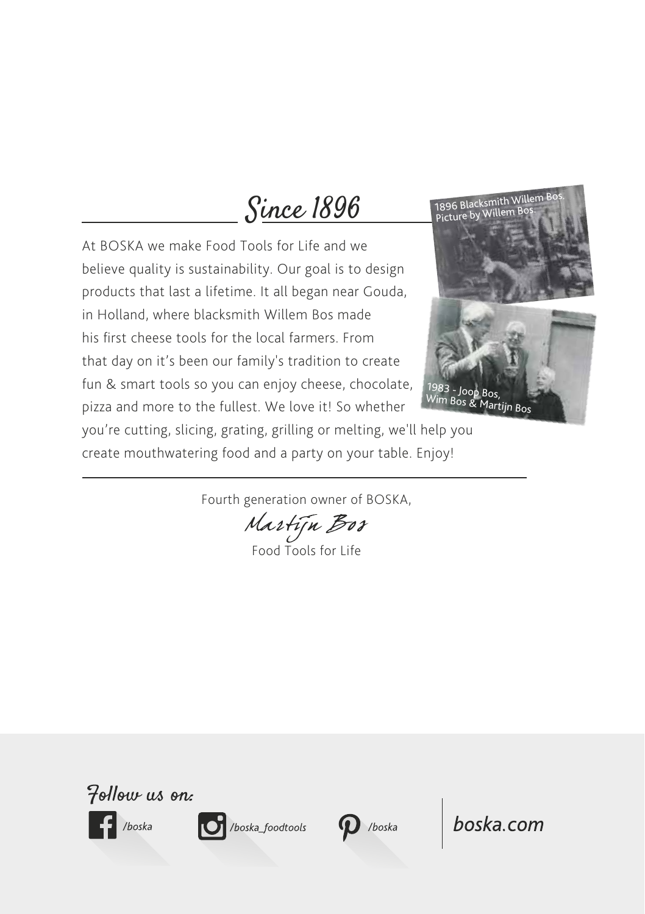## Since 1896

1896 Blacksmith Willem Bos. Picture by Willem Bos.

1983 - Joop Bos, Wim Bos & Martijn Bos

At BOSKA we make Food Tools for Life and we believe quality is sustainability. Our goal is to design products that last a lifetime. It all began near Gouda, in Holland, where blacksmith Willem Bos made his first cheese tools for the local farmers. From that day on it's been our family's tradition to create fun & smart tools so you can enjoy cheese, chocolate, pizza and more to the fullest. We love it! So whether you're cutting, slicing, grating, grilling or melting, we'll help you create mouthwatering food and a party on your table. Enjoy!

Fourth generation owner of BOSKA,

*Martijn Bos*

Food Tools for Life

Follow us on:

/boska

/boska_foodtools

/boska

**boska.com**